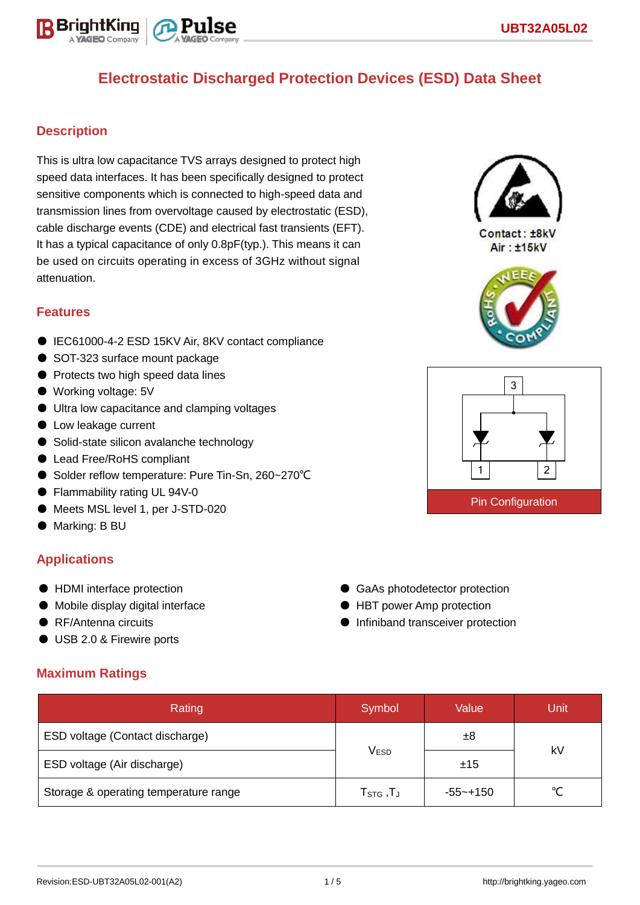# Electrostatic Discharged Protection Devices (ESD) Data Sheet

## Description

This is ultra low capacitance TVS arrays designed to protect high speed data interfaces. It has been specifically designed to protect sensitive components which is connected to high-speed data and transmission lines from overvoltage caused by electrostatic (ESD), cable discharge events (CDE) and electrical fast transients (EFT). It has a typical capacitance of only 0.8pF(typ.). This means it can be used on circuits operating in excess of 3GHz without signal attenuation.

Contact : ±8kV
Air : ±15kV

## Features

- IEC61000-4-2 ESD 15KV Air, 8KV contact compliance
- SOT-323 surface mount package
- Protects two high speed data lines
- Working voltage: 5V
- Ultra low capacitance and clamping voltages
- Low leakage current
- Solid-state silicon avalanche technology
- Lead Free/RoHS compliant
- Solder reflow temperature: Pure Tin-Sn, 260~270℃
- Flammability rating UL 94V-0
- Meets MSL level 1, per J-STD-020
- Marking: B BU

Pin Configuration

## Applications

- HDMI interface protection
- Mobile display digital interface
- RF/Antenna circuits
- USB 2.0 & Firewire ports
- GaAs photodetector protection
- HBT power Amp protection
- Infiniband transceiver protection

## Maximum Ratings

| Rating | Symbol | Value | Unit |
|---|---|---|---|
| ESD voltage (Contact discharge) | $V_{ESD}$ | ±8 | kV |
| ESD voltage (Air discharge) | | ±15 | |
| Storage & operating temperature range | $T_{STG}$ ,$T_J$ | -55~+150 | ℃ |

Revision:ESD-UBT32A05L02-001(A2)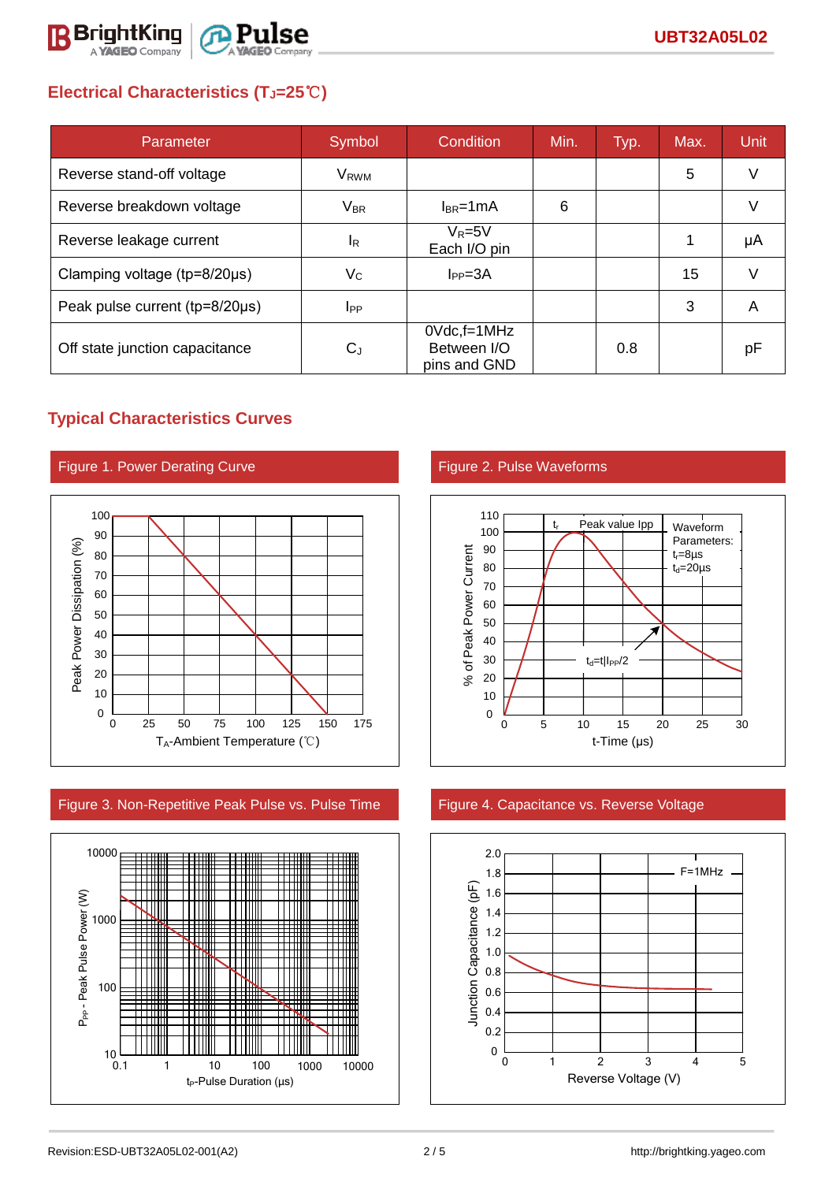## Electrical Characteristics ($T_J$=25℃)

| Parameter | Symbol | Condition | Min. | Typ. | Max. | Unit |
|---|---|---|---|---|---|---|
| Reverse stand-off voltage | $V_{RWM}$ | | | | 5 | V |
| Reverse breakdown voltage | $V_{BR}$ | $I_{BR}$=1mA | 6 | | | V |
| Reverse leakage current | $I_R$ | $V_R$=5V Each I/O pin | | | 1 | µA |
| Clamping voltage (tp=8/20µs) | $V_C$ | $I_{PP}$=3A | | | 15 | V |
| Peak pulse current (tp=8/20µs) | $I_{PP}$ | | | | 3 | A |
| Off state junction capacitance | $C_J$ | 0Vdc,f=1MHz Between I/O pins and GND | | 0.8 | | pF |

## Typical Characteristics Curves

Figure 1. Power Derating Curve

Figure 2. Pulse Waveforms

Figure 3. Non-Repetitive Peak Pulse vs. Pulse Time

Figure 4. Capacitance vs. Reverse Voltage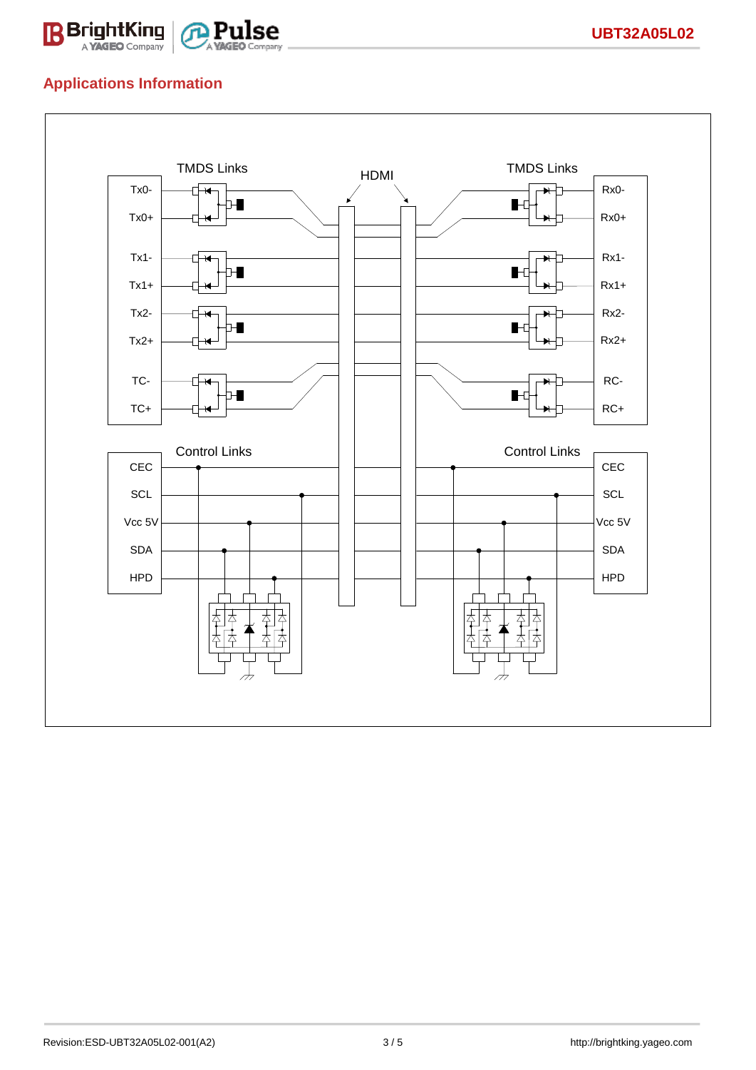## Applications Information

TMDS Links

HDMI

TMDS Links

Tx0-

Tx0+

Tx1-

Tx1+

Tx2-

Tx2+

TC-

TC+

Rx0-

Rx0+

Rx1-

Rx1+

Rx2-

Rx2+

RC-

RC+

Control Links

Control Links

CEC

SCL

Vcc 5V

SDA

HPD

CEC

SCL

Vcc 5V

SDA

HPD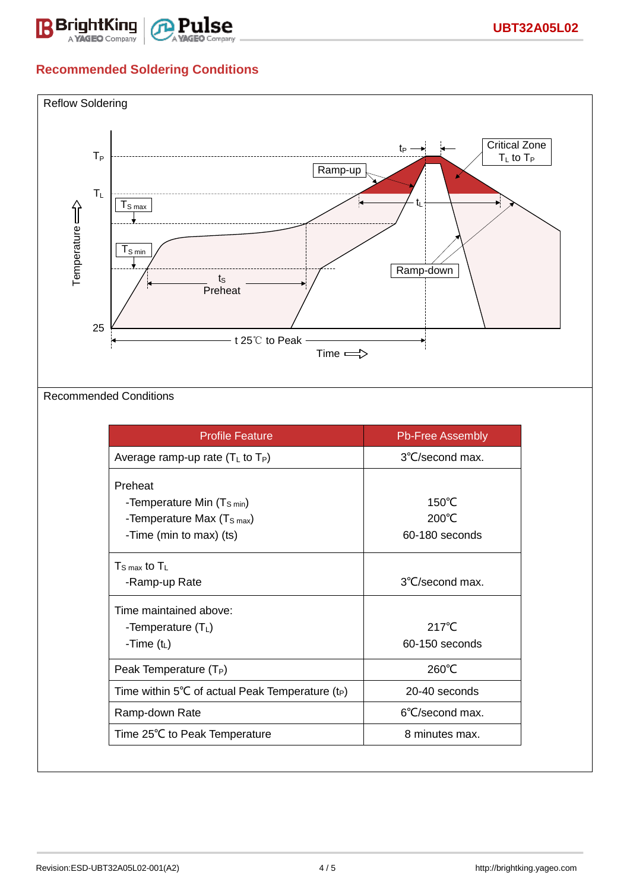## Recommended Soldering Conditions

Reflow Soldering

$T_P$

$T_L$

$T_{S\ max}$

$T_{S\ min}$

25

Temperature

Ramp-up

$t_P$

Critical Zone $T_L$ to $T_P$

$t_L$

$t_S$ Preheat

Ramp-down

t 25℃ to Peak

Time

Recommended Conditions

| Profile Feature | Pb-Free Assembly |
|---|---|
| Average ramp-up rate ($T_L$ to $T_P$) | 3℃/second max. |
| Preheat<br>-Temperature Min ($T_{S\ min}$)<br>-Temperature Max ($T_{S\ max}$)<br>-Time (min to max) (ts) | 150℃<br>200℃<br>60-180 seconds |
| $T_{S\ max}$ to $T_L$<br>-Ramp-up Rate | 3℃/second max. |
| Time maintained above:<br>-Temperature ($T_L$)<br>-Time ($t_L$) | 217℃<br>60-150 seconds |
| Peak Temperature ($T_P$) | 260℃ |
| Time within 5℃ of actual Peak Temperature ($t_P$) | 20-40 seconds |
| Ramp-down Rate | 6℃/second max. |
| Time 25℃ to Peak Temperature | 8 minutes max. |

Revision:ESD-UBT32A05L02-001(A2)

http://brightking.yageo.com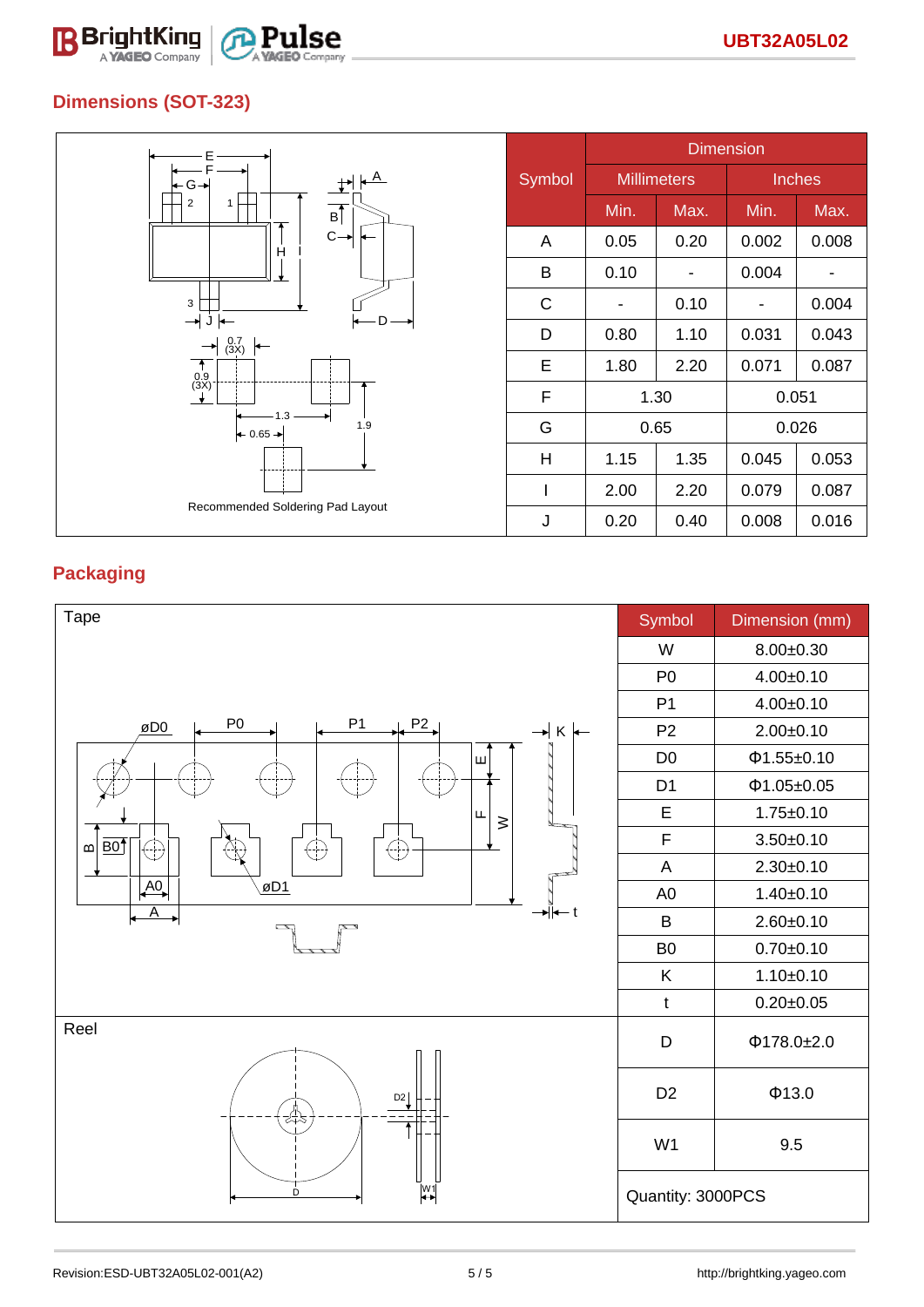## Dimensions (SOT-323)

Recommended Soldering Pad Layout

| Symbol | Dimension | | | |
|---|---|---|---|---|
| | Millimeters | | Inches | |
| | Min. | Max. | Min. | Max. |
| A | 0.05 | 0.20 | 0.002 | 0.008 |
| B | 0.10 | - | 0.004 | - |
| C | - | 0.10 | - | 0.004 |
| D | 0.80 | 1.10 | 0.031 | 0.043 |
| E | 1.80 | 2.20 | 0.071 | 0.087 |
| F | 1.30 | | 0.051 | |
| G | 0.65 | | 0.026 | |
| H | 1.15 | 1.35 | 0.045 | 0.053 |
| I | 2.00 | 2.20 | 0.079 | 0.087 |
| J | 0.20 | 0.40 | 0.008 | 0.016 |

## Packaging

Tape

| Symbol | Dimension (mm) |
|---|---|
| W | 8.00±0.30 |
| P0 | 4.00±0.10 |
| P1 | 4.00±0.10 |
| P2 | 2.00±0.10 |
| D0 | Φ1.55±0.10 |
| D1 | Φ1.05±0.05 |
| E | 1.75±0.10 |
| F | 3.50±0.10 |
| A | 2.30±0.10 |
| A0 | 1.40±0.10 |
| B | 2.60±0.10 |
| B0 | 0.70±0.10 |
| K | 1.10±0.10 |
| t | 0.20±0.05 |

Reel

| Symbol | Dimension (mm) |
|---|---|
| D | Φ178.0±2.0 |
| D2 | Φ13.0 |
| W1 | 9.5 |

Quantity: 3000PCS

Revision:ESD-UBT32A05L02-001(A2)

http://brightking.yageo.com